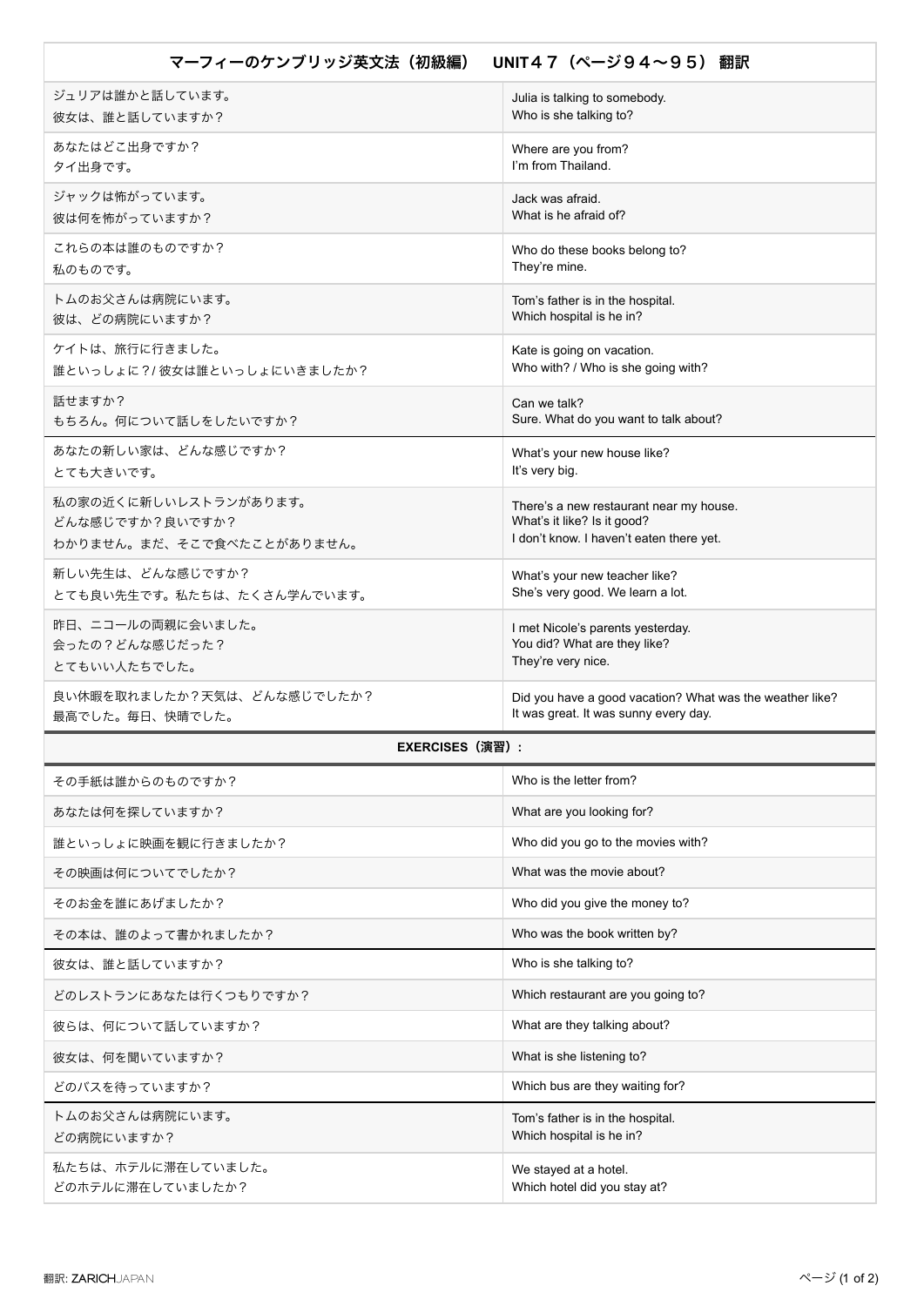| マーフィーのケンブリッジ英文法（初級編）　UNIT４７（ページ９４〜９５） 翻訳 | |
|---|---|
| ジュリアは誰かと話しています。<br>彼女は、誰と話していますか？ | Julia is talking to somebody.<br>Who is she talking to? |
| あなたはどこ出身ですか？<br>タイ出身です。 | Where are you from?<br>I'm from Thailand. |
| ジャックは怖がっています。<br>彼は何を怖がっていますか？ | Jack was afraid.<br>What is he afraid of? |
| これらの本は誰のものですか？<br>私のものです。 | Who do these books belong to?<br>They're mine. |
| トムのお父さんは病院にいます。<br>彼は、どの病院にいますか？ | Tom's father is in the hospital.<br>Which hospital is he in? |
| ケイトは、旅行に行きました。<br>誰といっしょに？/ 彼女は誰といっしょにいきましたか？ | Kate is going on vacation.<br>Who with? / Who is she going with? |
| 話せますか？<br>もちろん。何について話しをしたいですか？ | Can we talk?<br>Sure. What do you want to talk about? |
| あなたの新しい家は、どんな感じですか？<br>とても大きいです。 | What's your new house like?<br>It's very big. |
| 私の家の近くに新しいレストランがあります。<br>どんな感じですか？良いですか？<br>わかりません。まだ、そこで食べたことがありません。 | There's a new restaurant near my house.<br>What's it like? Is it good?<br>I don't know. I haven't eaten there yet. |
| 新しい先生は、どんな感じですか？<br>とても良い先生です。私たちは、たくさん学んでいます。 | What's your new teacher like?<br>She's very good. We learn a lot. |
| 昨日、ニコールの両親に会いました。<br>会ったの？どんな感じだった？<br>とてもいい人たちでした。 | I met Nicole's parents yesterday.<br>You did? What are they like?<br>They're very nice. |
| 良い休暇を取れましたか？天気は、どんな感じでしたか？<br>最高でした。毎日、快晴でした。 | Did you have a good vacation? What was the weather like?<br>It was great. It was sunny every day. |
| **EXERCISES（演習）：** | |
| その手紙は誰からのものですか？ | Who is the letter from? |
| あなたは何を探していますか？ | What are you looking for? |
| 誰といっしょに映画を観に行きましたか？ | Who did you go to the movies with? |
| その映画は何についてでしたか？ | What was the movie about? |
| そのお金を誰にあげましたか？ | Who did you give the money to? |
| その本は、誰のよって書かれましたか？ | Who was the book written by? |
| 彼女は、誰と話していますか？ | Who is she talking to? |
| どのレストランにあなたは行くつもりですか？ | Which restaurant are you going to? |
| 彼らは、何について話していますか？ | What are they talking about? |
| 彼女は、何を聞いていますか？ | What is she listening to? |
| どのバスを待っていますか？ | Which bus are they waiting for? |
| トムのお父さんは病院にいます。<br>どの病院にいますか？ | Tom's father is in the hospital.<br>Which hospital is he in? |
| 私たちは、ホテルに滞在していました。<br>どのホテルに滞在していましたか？ | We stayed at a hotel.<br>Which hotel did you stay at? |

翻訳: ZARICHJAPAN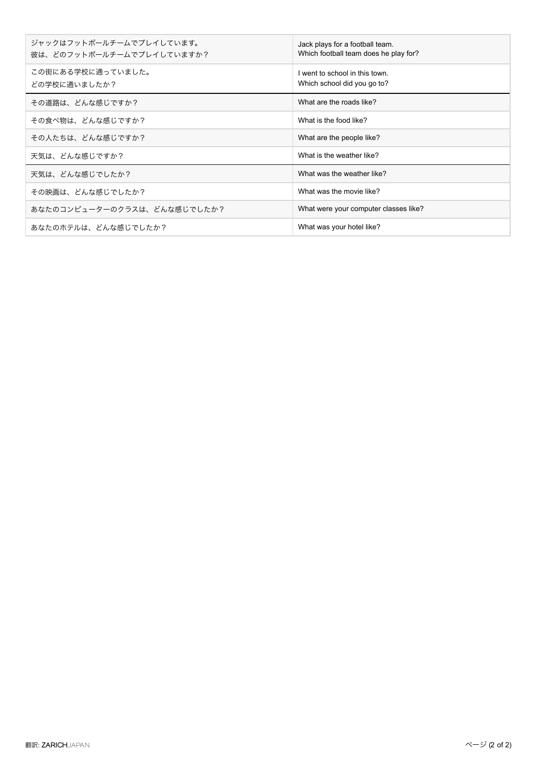| | |
|---|---|
| ジャックはフットボールチームでプレイしています。<br>彼は、どのフットボールチームでプレイしていますか？ | Jack plays for a football team.<br>Which football team does he play for? |
| この街にある学校に通っていました。<br>どの学校に通いましたか？ | I went to school in this town.<br>Which school did you go to? |
| その道路は、どんな感じですか？ | What are the roads like? |
| その食べ物は、どんな感じですか？ | What is the food like? |
| その人たちは、どんな感じですか？ | What are the people like? |
| 天気は、どんな感じですか？ | What is the weather like? |
| 天気は、どんな感じでしたか？ | What was the weather like? |
| その映画は、どんな感じでしたか？ | What was the movie like? |
| あなたのコンピューターのクラスは、どんな感じでしたか？ | What were your computer classes like? |
| あなたのホテルは、どんな感じでしたか？ | What was your hotel like? |

翻訳: ZARICHJAPAN